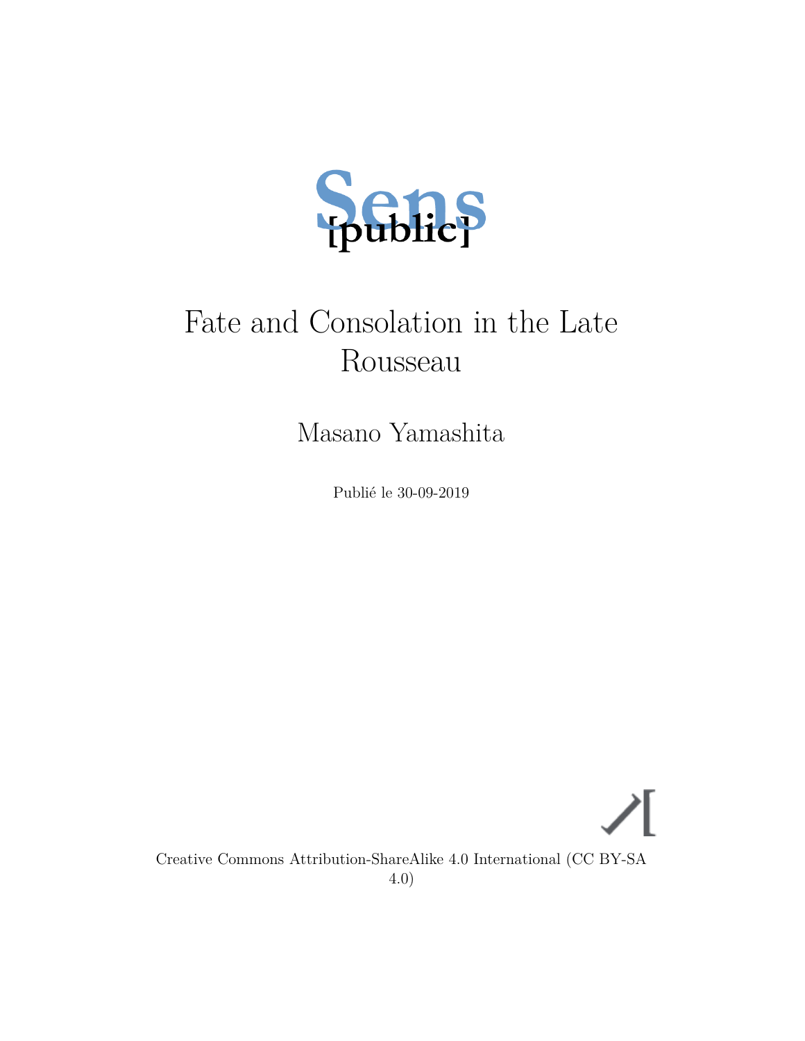Sens [public]

# Fate and Consolation in the Late Rousseau

Masano Yamashita

Publié le 30-09-2019

Creative Commons Attribution-ShareAlike 4.0 International (CC BY-SA 4.0)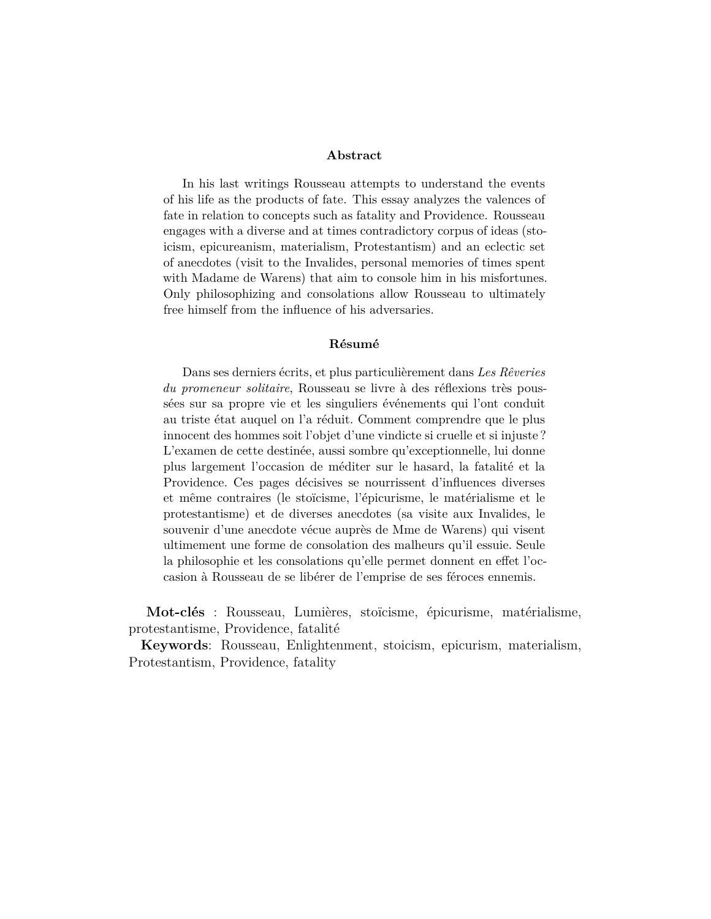## Abstract

In his last writings Rousseau attempts to understand the events of his life as the products of fate. This essay analyzes the valences of fate in relation to concepts such as fatality and Providence. Rousseau engages with a diverse and at times contradictory corpus of ideas (stoicism, epicureanism, materialism, Protestantism) and an eclectic set of anecdotes (visit to the Invalides, personal memories of times spent with Madame de Warens) that aim to console him in his misfortunes. Only philosophizing and consolations allow Rousseau to ultimately free himself from the influence of his adversaries.

## Résumé

Dans ses derniers écrits, et plus particulièrement dans *Les Rêveries du promeneur solitaire*, Rousseau se livre à des réflexions très poussées sur sa propre vie et les singuliers événements qui l'ont conduit au triste état auquel on l'a réduit. Comment comprendre que le plus innocent des hommes soit l'objet d'une vindicte si cruelle et si injuste ? L'examen de cette destinée, aussi sombre qu'exceptionnelle, lui donne plus largement l'occasion de méditer sur le hasard, la fatalité et la Providence. Ces pages décisives se nourrissent d'influences diverses et même contraires (le stoïcisme, l'épicurisme, le matérialisme et le protestantisme) et de diverses anecdotes (sa visite aux Invalides, le souvenir d'une anecdote vécue auprès de Mme de Warens) qui visent ultimement une forme de consolation des malheurs qu'il essuie. Seule la philosophie et les consolations qu'elle permet donnent en effet l'occasion à Rousseau de se libérer de l'emprise de ses féroces ennemis.

**Mot-clés** : Rousseau, Lumières, stoïcisme, épicurisme, matérialisme, protestantisme, Providence, fatalité

**Keywords**: Rousseau, Enlightenment, stoicism, epicurism, materialism, Protestantism, Providence, fatality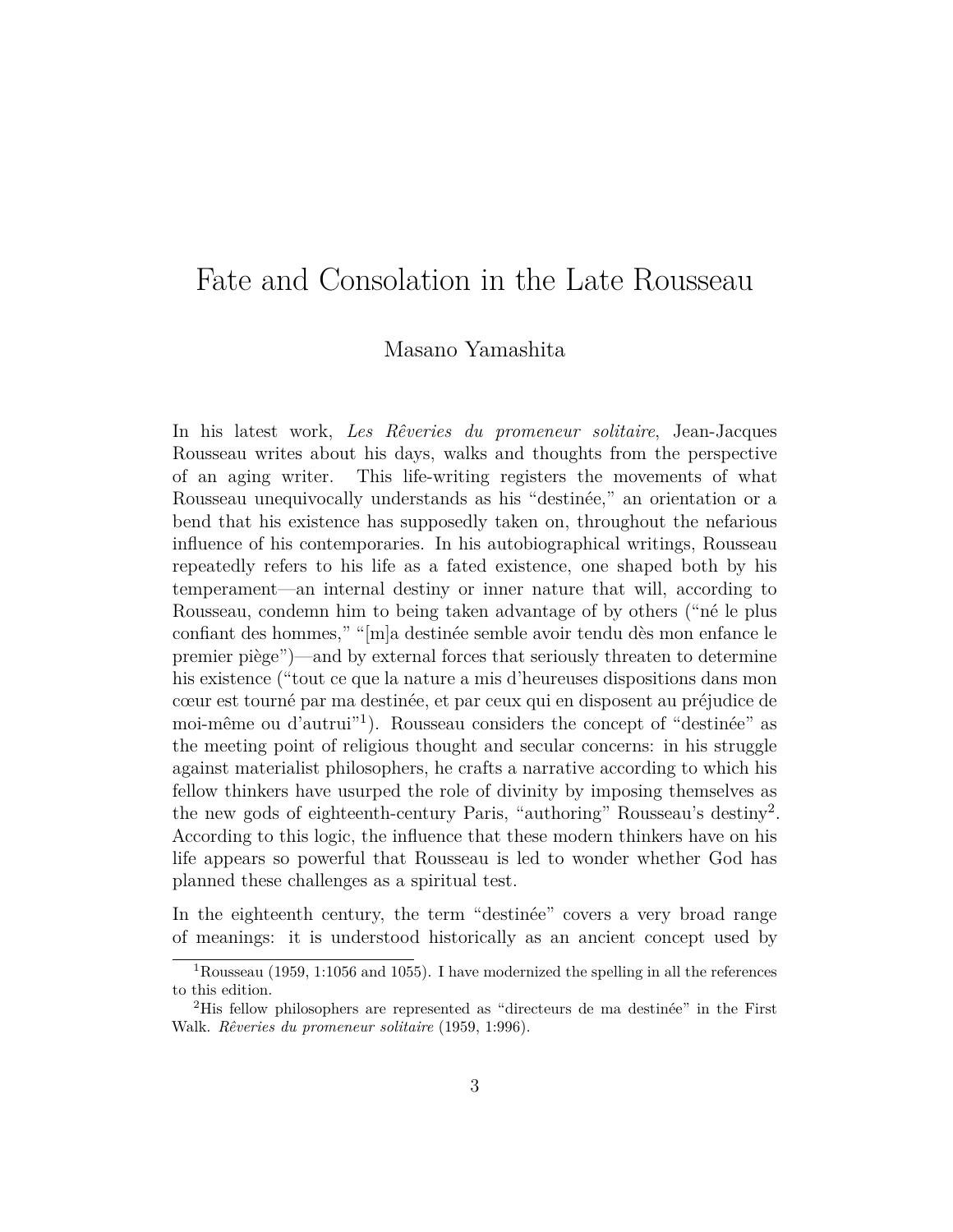# Fate and Consolation in the Late Rousseau

Masano Yamashita

In his latest work, *Les Rêveries du promeneur solitaire*, Jean-Jacques Rousseau writes about his days, walks and thoughts from the perspective of an aging writer. This life-writing registers the movements of what Rousseau unequivocally understands as his "destinée," an orientation or a bend that his existence has supposedly taken on, throughout the nefarious influence of his contemporaries. In his autobiographical writings, Rousseau repeatedly refers to his life as a fated existence, one shaped both by his temperament—an internal destiny or inner nature that will, according to Rousseau, condemn him to being taken advantage of by others ("né le plus confiant des hommes," "[m]a destinée semble avoir tendu dès mon enfance le premier piège")—and by external forces that seriously threaten to determine his existence ("tout ce que la nature a mis d'heureuses dispositions dans mon cœur est tourné par ma destinée, et par ceux qui en disposent au préjudice de moi-même ou d'autrui"[1]). Rousseau considers the concept of "destinée" as the meeting point of religious thought and secular concerns: in his struggle against materialist philosophers, he crafts a narrative according to which his fellow thinkers have usurped the role of divinity by imposing themselves as the new gods of eighteenth-century Paris, "authoring" Rousseau's destiny[2]. According to this logic, the influence that these modern thinkers have on his life appears so powerful that Rousseau is led to wonder whether God has planned these challenges as a spiritual test.

In the eighteenth century, the term "destinée" covers a very broad range of meanings: it is understood historically as an ancient concept used by

[1] Rousseau (1959, 1:1056 and 1055). I have modernized the spelling in all the references to this edition.

[2] His fellow philosophers are represented as "directeurs de ma destinée" in the First Walk. *Rêveries du promeneur solitaire* (1959, 1:996).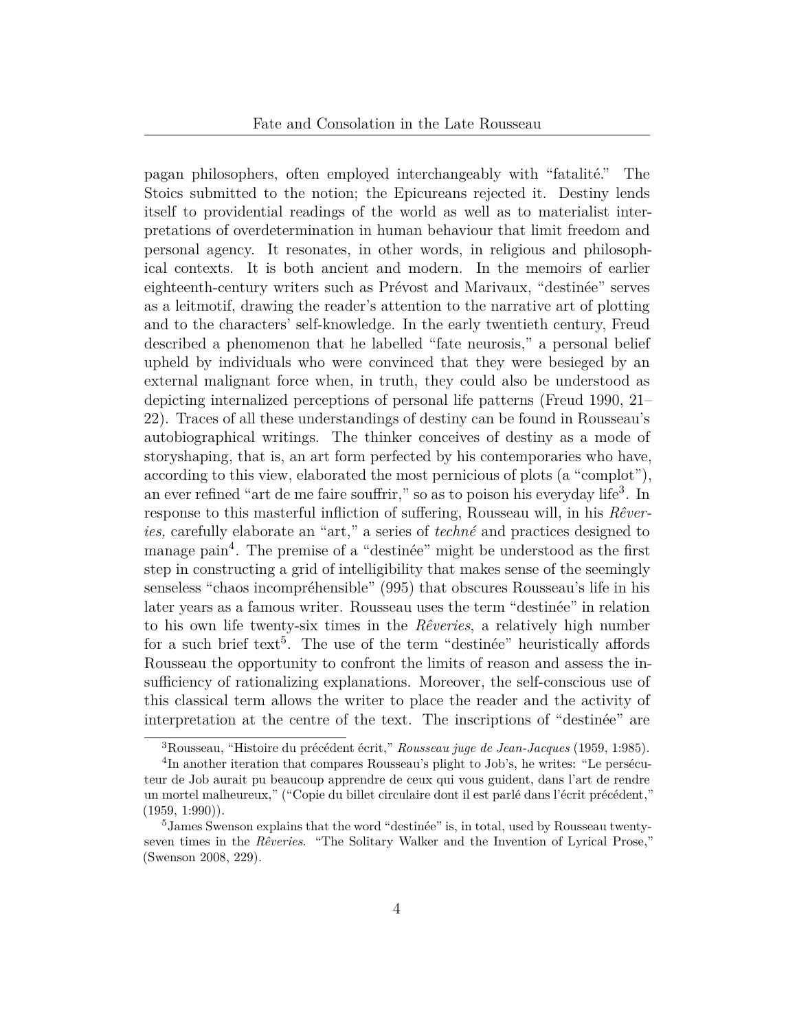pagan philosophers, often employed interchangeably with "fatalité." The Stoics submitted to the notion; the Epicureans rejected it. Destiny lends itself to providential readings of the world as well as to materialist interpretations of overdetermination in human behaviour that limit freedom and personal agency. It resonates, in other words, in religious and philosophical contexts. It is both ancient and modern. In the memoirs of earlier eighteenth-century writers such as Prévost and Marivaux, "destinée" serves as a leitmotif, drawing the reader's attention to the narrative art of plotting and to the characters' self-knowledge. In the early twentieth century, Freud described a phenomenon that he labelled "fate neurosis," a personal belief upheld by individuals who were convinced that they were besieged by an external malignant force when, in truth, they could also be understood as depicting internalized perceptions of personal life patterns (Freud 1990, 21–22). Traces of all these understandings of destiny can be found in Rousseau's autobiographical writings. The thinker conceives of destiny as a mode of storyshaping, that is, an art form perfected by his contemporaries who have, according to this view, elaborated the most pernicious of plots (a "complot"), an ever refined "art de me faire souffrir," so as to poison his everyday life[3]. In response to this masterful infliction of suffering, Rousseau will, in his *Rêveries,* carefully elaborate an "art," a series of *techné* and practices designed to manage pain[4]. The premise of a "destinée" might be understood as the first step in constructing a grid of intelligibility that makes sense of the seemingly senseless "chaos incompréhensible" (995) that obscures Rousseau's life in his later years as a famous writer. Rousseau uses the term "destinée" in relation to his own life twenty-six times in the *Rêveries*, a relatively high number for a such brief text[5]. The use of the term "destinée" heuristically affords Rousseau the opportunity to confront the limits of reason and assess the insufficiency of rationalizing explanations. Moreover, the self-conscious use of this classical term allows the writer to place the reader and the activity of interpretation at the centre of the text. The inscriptions of "destinée" are

---

[3] Rousseau, "Histoire du précédent écrit," *Rousseau juge de Jean-Jacques* (1959, 1:985).

[4] In another iteration that compares Rousseau's plight to Job's, he writes: "Le persécuteur de Job aurait pu beaucoup apprendre de ceux qui vous guident, dans l'art de rendre un mortel malheureux," ("Copie du billet circulaire dont il est parlé dans l'écrit précédent," (1959, 1:990)).

[5] James Swenson explains that the word "destinée" is, in total, used by Rousseau twenty-seven times in the *Rêveries*. "The Solitary Walker and the Invention of Lyrical Prose," (Swenson 2008, 229).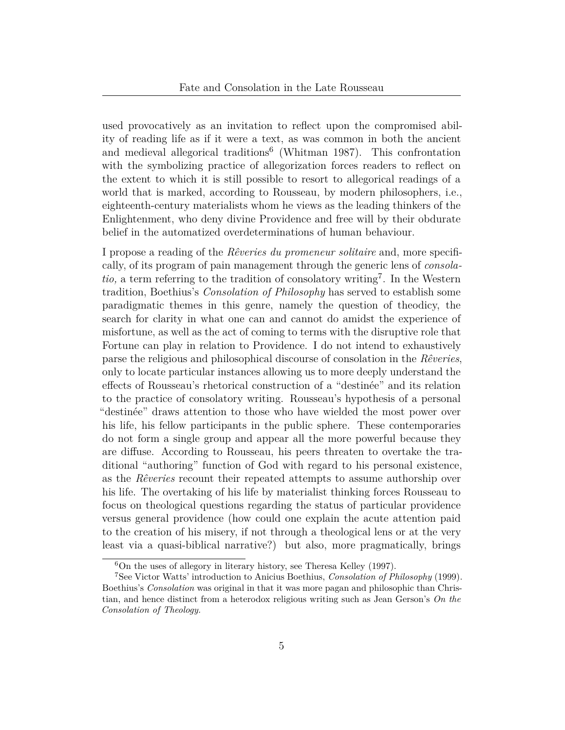used provocatively as an invitation to reflect upon the compromised ability of reading life as if it were a text, as was common in both the ancient and medieval allegorical traditions[6] (Whitman 1987). This confrontation with the symbolizing practice of allegorization forces readers to reflect on the extent to which it is still possible to resort to allegorical readings of a world that is marked, according to Rousseau, by modern philosophers, i.e., eighteenth-century materialists whom he views as the leading thinkers of the Enlightenment, who deny divine Providence and free will by their obdurate belief in the automatized overdeterminations of human behaviour.

I propose a reading of the *Rêveries du promeneur solitaire* and, more specifically, of its program of pain management through the generic lens of *consolatio,* a term referring to the tradition of consolatory writing[7]. In the Western tradition, Boethius's *Consolation of Philosophy* has served to establish some paradigmatic themes in this genre, namely the question of theodicy, the search for clarity in what one can and cannot do amidst the experience of misfortune, as well as the act of coming to terms with the disruptive role that Fortune can play in relation to Providence. I do not intend to exhaustively parse the religious and philosophical discourse of consolation in the *Rêveries*, only to locate particular instances allowing us to more deeply understand the effects of Rousseau's rhetorical construction of a "destinée" and its relation to the practice of consolatory writing. Rousseau's hypothesis of a personal "destinée" draws attention to those who have wielded the most power over his life, his fellow participants in the public sphere. These contemporaries do not form a single group and appear all the more powerful because they are diffuse. According to Rousseau, his peers threaten to overtake the traditional "authoring" function of God with regard to his personal existence, as the *Rêveries* recount their repeated attempts to assume authorship over his life. The overtaking of his life by materialist thinking forces Rousseau to focus on theological questions regarding the status of particular providence versus general providence (how could one explain the acute attention paid to the creation of his misery, if not through a theological lens or at the very least via a quasi-biblical narrative?) but also, more pragmatically, brings

[6] On the uses of allegory in literary history, see Theresa Kelley (1997).

[7] See Victor Watts' introduction to Anicius Boethius, *Consolation of Philosophy* (1999). Boethius's *Consolation* was original in that it was more pagan and philosophic than Christian, and hence distinct from a heterodox religious writing such as Jean Gerson's *On the Consolation of Theology.*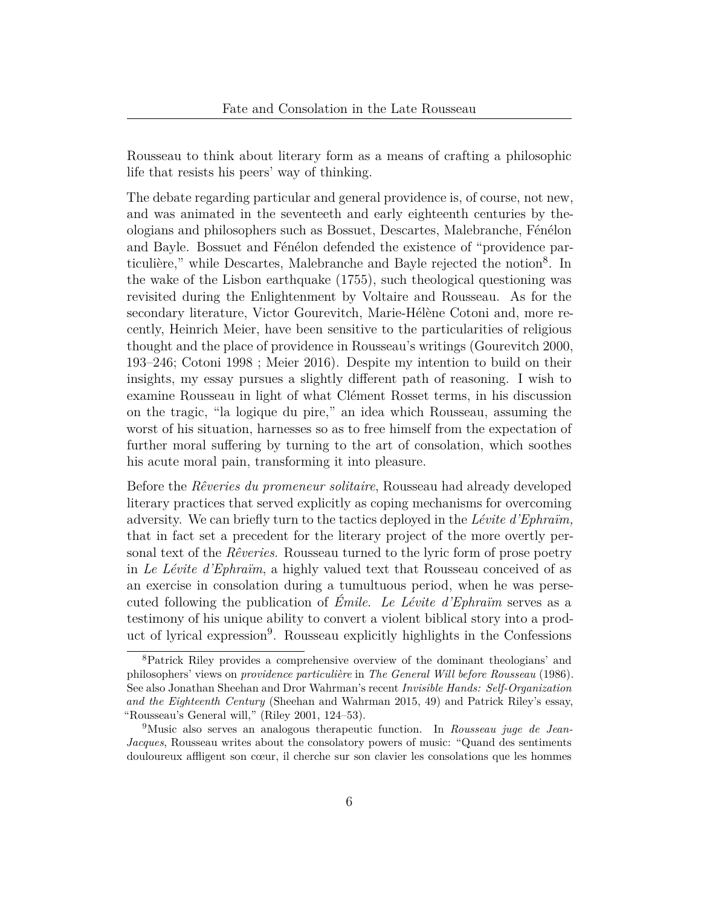Rousseau to think about literary form as a means of crafting a philosophic life that resists his peers' way of thinking.

The debate regarding particular and general providence is, of course, not new, and was animated in the seventeeth and early eighteenth centuries by theologians and philosophers such as Bossuet, Descartes, Malebranche, Fénélon and Bayle. Bossuet and Fénélon defended the existence of "providence particulière," while Descartes, Malebranche and Bayle rejected the notion[8]. In the wake of the Lisbon earthquake (1755), such theological questioning was revisited during the Enlightenment by Voltaire and Rousseau. As for the secondary literature, Victor Gourevitch, Marie-Hélène Cotoni and, more recently, Heinrich Meier, have been sensitive to the particularities of religious thought and the place of providence in Rousseau's writings (Gourevitch 2000, 193–246; Cotoni 1998 ; Meier 2016). Despite my intention to build on their insights, my essay pursues a slightly different path of reasoning. I wish to examine Rousseau in light of what Clément Rosset terms, in his discussion on the tragic, "la logique du pire," an idea which Rousseau, assuming the worst of his situation, harnesses so as to free himself from the expectation of further moral suffering by turning to the art of consolation, which soothes his acute moral pain, transforming it into pleasure.

Before the *Rêveries du promeneur solitaire*, Rousseau had already developed literary practices that served explicitly as coping mechanisms for overcoming adversity. We can briefly turn to the tactics deployed in the *Lévite d'Ephraïm,* that in fact set a precedent for the literary project of the more overtly personal text of the *Rêveries*. Rousseau turned to the lyric form of prose poetry in *Le Lévite d'Ephraïm*, a highly valued text that Rousseau conceived of as an exercise in consolation during a tumultuous period, when he was persecuted following the publication of *Émile*. *Le Lévite d'Ephraïm* serves as a testimony of his unique ability to convert a violent biblical story into a product of lyrical expression[9]. Rousseau explicitly highlights in the Confessions

[8] Patrick Riley provides a comprehensive overview of the dominant theologians' and philosophers' views on *providence particulière* in *The General Will before Rousseau* (1986). See also Jonathan Sheehan and Dror Wahrman's recent *Invisible Hands: Self-Organization and the Eighteenth Century* (Sheehan and Wahrman 2015, 49) and Patrick Riley's essay, "Rousseau's General will," (Riley 2001, 124–53).

[9] Music also serves an analogous therapeutic function. In *Rousseau juge de Jean-Jacques*, Rousseau writes about the consolatory powers of music: "Quand des sentiments douloureux affligent son cœur, il cherche sur son clavier les consolations que les hommes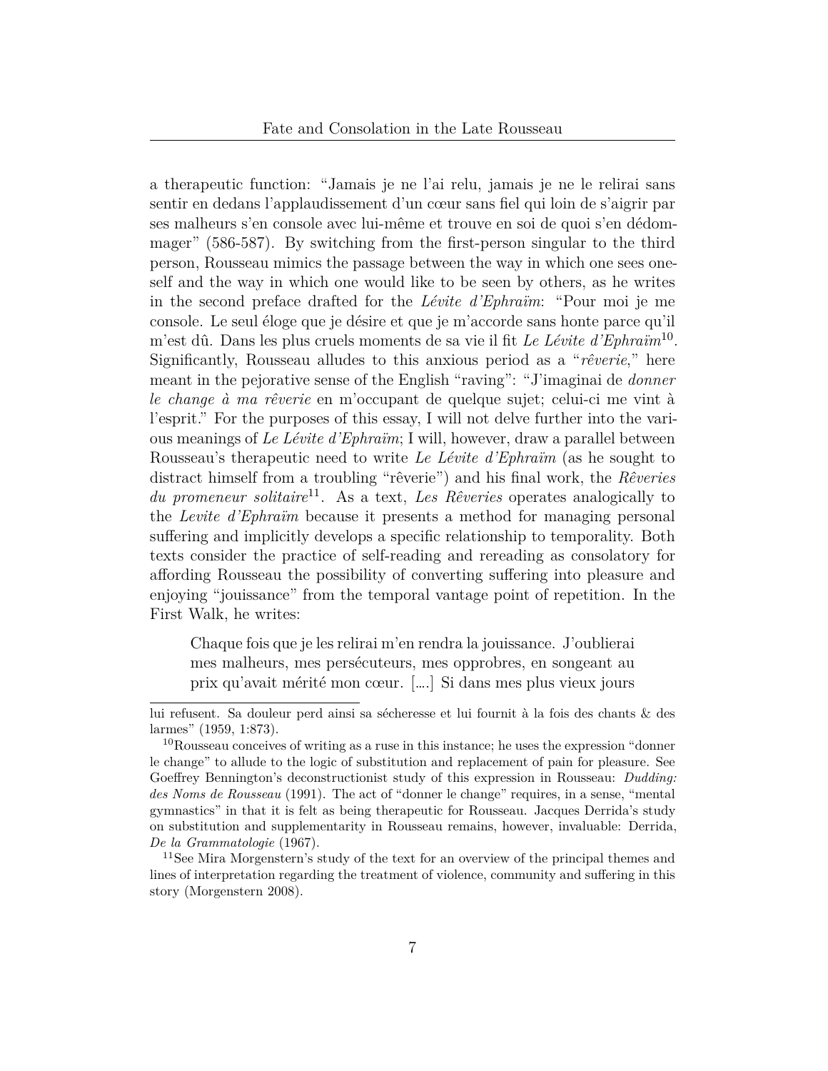a therapeutic function: "Jamais je ne l'ai relu, jamais je ne le relirai sans sentir en dedans l'applaudissement d'un cœur sans fiel qui loin de s'aigrir par ses malheurs s'en console avec lui-même et trouve en soi de quoi s'en dédommager" (586-587). By switching from the first-person singular to the third person, Rousseau mimics the passage between the way in which one sees oneself and the way in which one would like to be seen by others, as he writes in the second preface drafted for the *Lévite d'Ephraïm*: "Pour moi je me console. Le seul éloge que je désire et que je m'accorde sans honte parce qu'il m'est dû. Dans les plus cruels moments de sa vie il fit *Le Lévite d'Ephraïm*[10]. Significantly, Rousseau alludes to this anxious period as a "*rêverie*," here meant in the pejorative sense of the English "raving": "J'imaginai de *donner le change à ma rêverie* en m'occupant de quelque sujet; celui-ci me vint à l'esprit." For the purposes of this essay, I will not delve further into the various meanings of *Le Lévite d'Ephraïm*; I will, however, draw a parallel between Rousseau's therapeutic need to write *Le Lévite d'Ephraïm* (as he sought to distract himself from a troubling "rêverie") and his final work, the *Rêveries du promeneur solitaire*[11]. As a text, *Les Rêveries* operates analogically to the *Levite d'Ephraïm* because it presents a method for managing personal suffering and implicitly develops a specific relationship to temporality. Both texts consider the practice of self-reading and rereading as consolatory for affording Rousseau the possibility of converting suffering into pleasure and enjoying "jouissance" from the temporal vantage point of repetition. In the First Walk, he writes:

> Chaque fois que je les relirai m'en rendra la jouissance. J'oublierai mes malheurs, mes persécuteurs, mes opprobres, en songeant au prix qu'avait mérité mon cœur. [....] Si dans mes plus vieux jours

lui refusent. Sa douleur perd ainsi sa sécheresse et lui fournit à la fois des chants & des larmes" (1959, 1:873).

[10] Rousseau conceives of writing as a ruse in this instance; he uses the expression "donner le change" to allude to the logic of substitution and replacement of pain for pleasure. See Geoffrey Bennington's deconstructionist study of this expression in Rousseau: *Dudding: des Noms de Rousseau* (1991). The act of "donner le change" requires, in a sense, "mental gymnastics" in that it is felt as being therapeutic for Rousseau. Jacques Derrida's study on substitution and supplementarity in Rousseau remains, however, invaluable: Derrida, *De la Grammatologie* (1967).

[11] See Mira Morgenstern's study of the text for an overview of the principal themes and lines of interpretation regarding the treatment of violence, community and suffering in this story (Morgenstern 2008).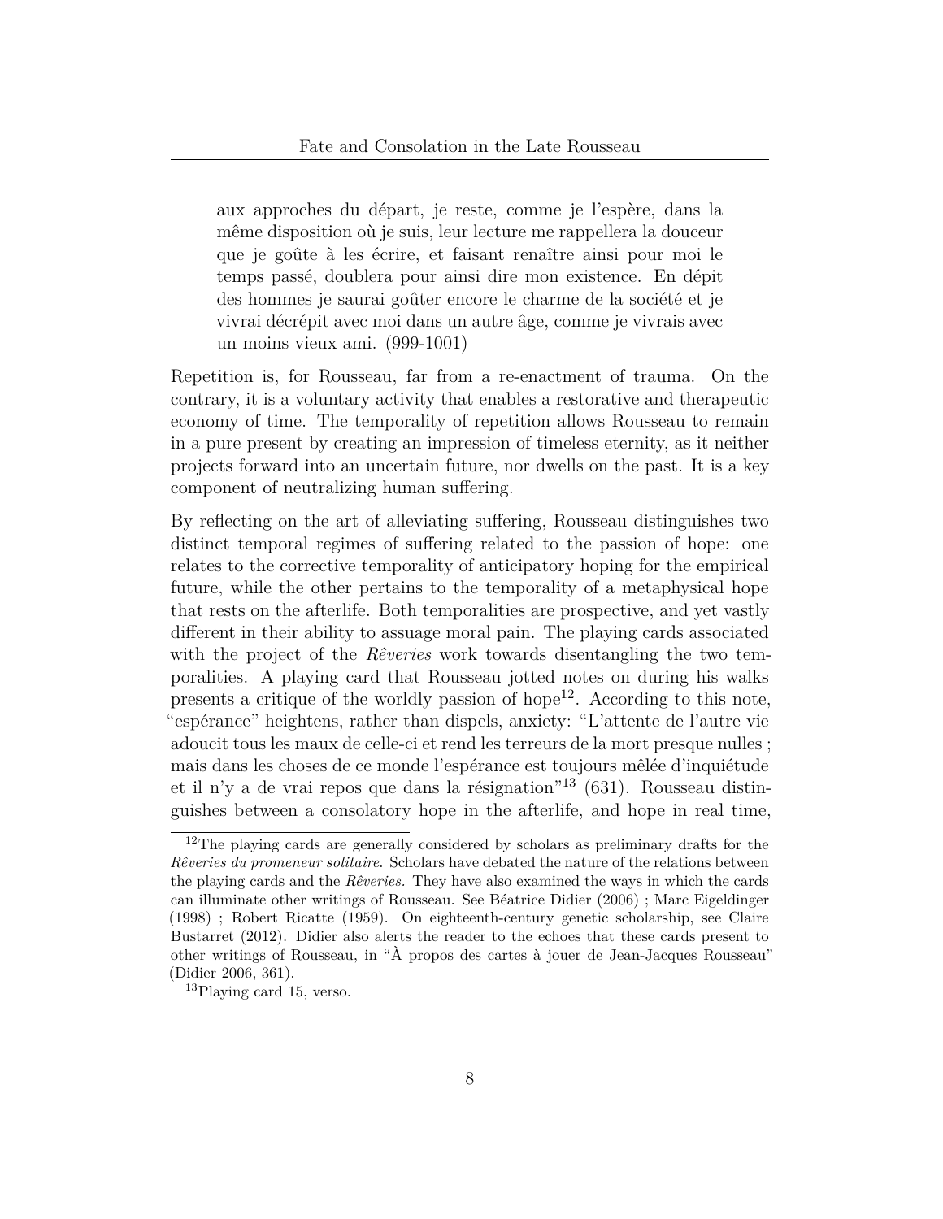> aux approches du départ, je reste, comme je l'espère, dans la même disposition où je suis, leur lecture me rappellera la douceur que je goûte à les écrire, et faisant renaître ainsi pour moi le temps passé, doublera pour ainsi dire mon existence. En dépit des hommes je saurai goûter encore le charme de la société et je vivrai décrépit avec moi dans un autre âge, comme je vivrais avec un moins vieux ami. (999-1001)

Repetition is, for Rousseau, far from a re-enactment of trauma. On the contrary, it is a voluntary activity that enables a restorative and therapeutic economy of time. The temporality of repetition allows Rousseau to remain in a pure present by creating an impression of timeless eternity, as it neither projects forward into an uncertain future, nor dwells on the past. It is a key component of neutralizing human suffering.

By reflecting on the art of alleviating suffering, Rousseau distinguishes two distinct temporal regimes of suffering related to the passion of hope: one relates to the corrective temporality of anticipatory hoping for the empirical future, while the other pertains to the temporality of a metaphysical hope that rests on the afterlife. Both temporalities are prospective, and yet vastly different in their ability to assuage moral pain. The playing cards associated with the project of the *Rêveries* work towards disentangling the two temporalities. A playing card that Rousseau jotted notes on during his walks presents a critique of the worldly passion of hope[12]. According to this note, "espérance" heightens, rather than dispels, anxiety: "L'attente de l'autre vie adoucit tous les maux de celle-ci et rend les terreurs de la mort presque nulles ; mais dans les choses de ce monde l'espérance est toujours mêlée d'inquiétude et il n'y a de vrai repos que dans la résignation"[13] (631). Rousseau distinguishes between a consolatory hope in the afterlife, and hope in real time,

[12] The playing cards are generally considered by scholars as preliminary drafts for the *Rêveries du promeneur solitaire*. Scholars have debated the nature of the relations between the playing cards and the *Rêveries.* They have also examined the ways in which the cards can illuminate other writings of Rousseau. See Béatrice Didier (2006) ; Marc Eigeldinger (1998) ; Robert Ricatte (1959). On eighteenth-century genetic scholarship, see Claire Bustarret (2012). Didier also alerts the reader to the echoes that these cards present to other writings of Rousseau, in "À propos des cartes à jouer de Jean-Jacques Rousseau" (Didier 2006, 361).

[13] Playing card 15, verso.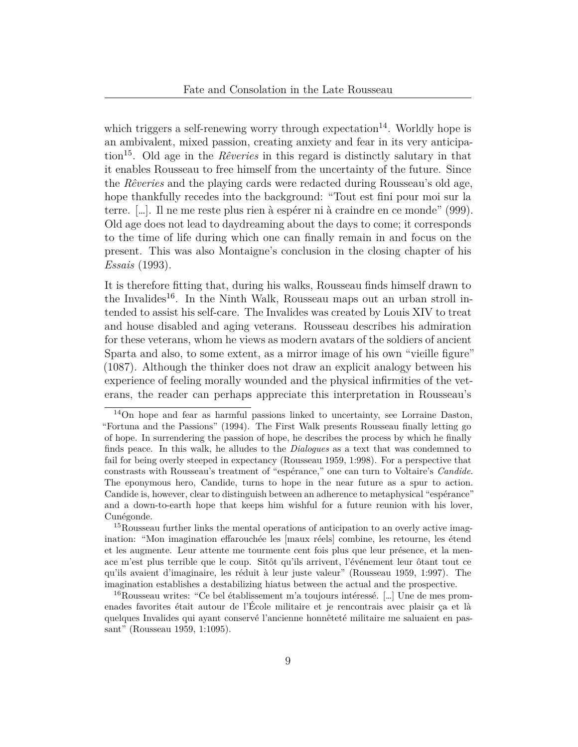which triggers a self-renewing worry through expectation[14]. Worldly hope is an ambivalent, mixed passion, creating anxiety and fear in its very anticipation[15]. Old age in the *Rêveries* in this regard is distinctly salutary in that it enables Rousseau to free himself from the uncertainty of the future. Since the *Rêveries* and the playing cards were redacted during Rousseau's old age, hope thankfully recedes into the background: "Tout est fini pour moi sur la terre. […]. Il ne me reste plus rien à espérer ni à craindre en ce monde" (999). Old age does not lead to daydreaming about the days to come; it corresponds to the time of life during which one can finally remain in and focus on the present. This was also Montaigne's conclusion in the closing chapter of his *Essais* (1993).

It is therefore fitting that, during his walks, Rousseau finds himself drawn to the Invalides[16]. In the Ninth Walk, Rousseau maps out an urban stroll intended to assist his self-care. The Invalides was created by Louis XIV to treat and house disabled and aging veterans. Rousseau describes his admiration for these veterans, whom he views as modern avatars of the soldiers of ancient Sparta and also, to some extent, as a mirror image of his own "vieille figure" (1087). Although the thinker does not draw an explicit analogy between his experience of feeling morally wounded and the physical infirmities of the veterans, the reader can perhaps appreciate this interpretation in Rousseau's

[14] On hope and fear as harmful passions linked to uncertainty, see Lorraine Daston, "Fortuna and the Passions" (1994). The First Walk presents Rousseau finally letting go of hope. In surrendering the passion of hope, he describes the process by which he finally finds peace. In this walk, he alludes to the *Dialogues* as a text that was condemned to fail for being overly steeped in expectancy (Rousseau 1959, 1:998). For a perspective that constrasts with Rousseau's treatment of "espérance," one can turn to Voltaire's *Candide*. The eponymous hero, Candide, turns to hope in the near future as a spur to action. Candide is, however, clear to distinguish between an adherence to metaphysical "espérance" and a down-to-earth hope that keeps him wishful for a future reunion with his lover, Cunégonde.

[15] Rousseau further links the mental operations of anticipation to an overly active imagination: "Mon imagination effarouchée les [maux réels] combine, les retourne, les étend et les augmente. Leur attente me tourmente cent fois plus que leur présence, et la menace m'est plus terrible que le coup. Sitôt qu'ils arrivent, l'événement leur ôtant tout ce qu'ils avaient d'imaginaire, les réduit à leur juste valeur" (Rousseau 1959, 1:997). The imagination establishes a destabilizing hiatus between the actual and the prospective.

[16] Rousseau writes: "Ce bel établissement m'a toujours intéressé. […] Une de mes promenades favorites était autour de l'École militaire et je rencontrais avec plaisir ça et là quelques Invalides qui ayant conservé l'ancienne honnêteté militaire me saluaient en passant" (Rousseau 1959, 1:1095).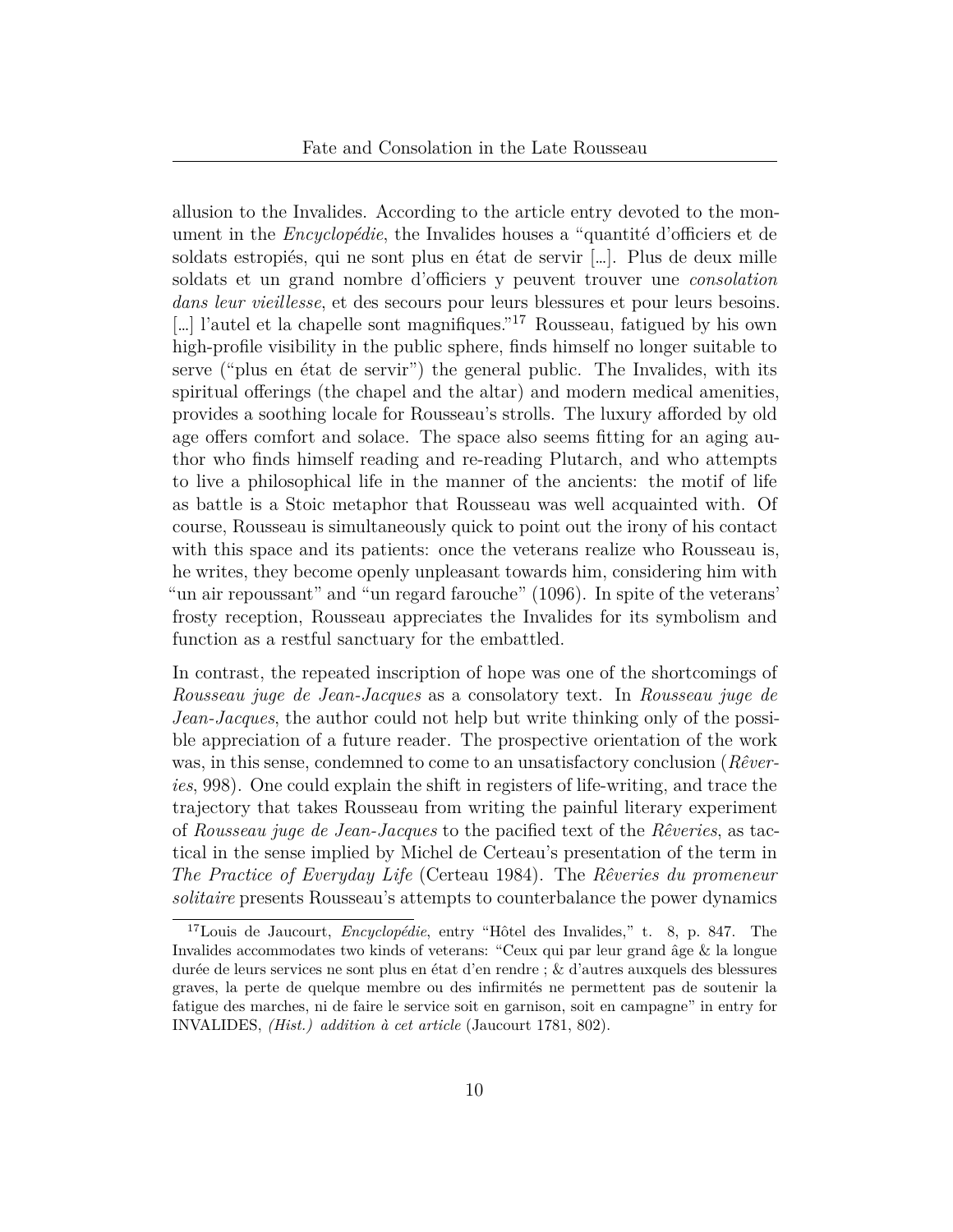allusion to the Invalides. According to the article entry devoted to the monument in the *Encyclopédie*, the Invalides houses a "quantité d'officiers et de soldats estropiés, qui ne sont plus en état de servir […]. Plus de deux mille soldats et un grand nombre d'officiers y peuvent trouver une *consolation dans leur vieillesse*, et des secours pour leurs blessures et pour leurs besoins. […] l'autel et la chapelle sont magnifiques."[17] Rousseau, fatigued by his own high-profile visibility in the public sphere, finds himself no longer suitable to serve ("plus en état de servir") the general public. The Invalides, with its spiritual offerings (the chapel and the altar) and modern medical amenities, provides a soothing locale for Rousseau's strolls. The luxury afforded by old age offers comfort and solace. The space also seems fitting for an aging author who finds himself reading and re-reading Plutarch, and who attempts to live a philosophical life in the manner of the ancients: the motif of life as battle is a Stoic metaphor that Rousseau was well acquainted with. Of course, Rousseau is simultaneously quick to point out the irony of his contact with this space and its patients: once the veterans realize who Rousseau is, he writes, they become openly unpleasant towards him, considering him with "un air repoussant" and "un regard farouche" (1096). In spite of the veterans' frosty reception, Rousseau appreciates the Invalides for its symbolism and function as a restful sanctuary for the embattled.

In contrast, the repeated inscription of hope was one of the shortcomings of *Rousseau juge de Jean-Jacques* as a consolatory text. In *Rousseau juge de Jean-Jacques*, the author could not help but write thinking only of the possible appreciation of a future reader. The prospective orientation of the work was, in this sense, condemned to come to an unsatisfactory conclusion (*Rêveries*, 998). One could explain the shift in registers of life-writing, and trace the trajectory that takes Rousseau from writing the painful literary experiment of *Rousseau juge de Jean-Jacques* to the pacified text of the *Rêveries*, as tactical in the sense implied by Michel de Certeau's presentation of the term in *The Practice of Everyday Life* (Certeau 1984). The *Rêveries du promeneur solitaire* presents Rousseau's attempts to counterbalance the power dynamics

[17]Louis de Jaucourt, *Encyclopédie*, entry "Hôtel des Invalides," t. 8, p. 847. The Invalides accommodates two kinds of veterans: "Ceux qui par leur grand âge & la longue durée de leurs services ne sont plus en état d'en rendre ; & d'autres auxquels des blessures graves, la perte de quelque membre ou des infirmités ne permettent pas de soutenir la fatigue des marches, ni de faire le service soit en garnison, soit en campagne" in entry for INVALIDES, *(Hist.) addition à cet article* (Jaucourt 1781, 802).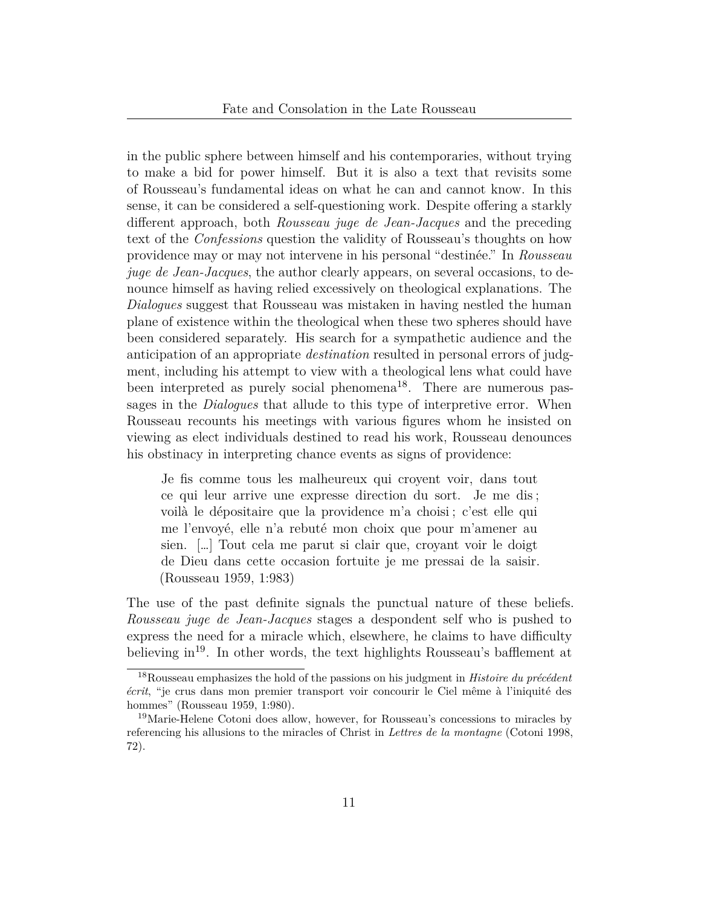in the public sphere between himself and his contemporaries, without trying to make a bid for power himself. But it is also a text that revisits some of Rousseau's fundamental ideas on what he can and cannot know. In this sense, it can be considered a self-questioning work. Despite offering a starkly different approach, both *Rousseau juge de Jean-Jacques* and the preceding text of the *Confessions* question the validity of Rousseau's thoughts on how providence may or may not intervene in his personal "destinée." In *Rousseau juge de Jean-Jacques*, the author clearly appears, on several occasions, to denounce himself as having relied excessively on theological explanations. The *Dialogues* suggest that Rousseau was mistaken in having nestled the human plane of existence within the theological when these two spheres should have been considered separately. His search for a sympathetic audience and the anticipation of an appropriate *destination* resulted in personal errors of judgment, including his attempt to view with a theological lens what could have been interpreted as purely social phenomena[18]. There are numerous passages in the *Dialogues* that allude to this type of interpretive error. When Rousseau recounts his meetings with various figures whom he insisted on viewing as elect individuals destined to read his work, Rousseau denounces his obstinacy in interpreting chance events as signs of providence:

> Je fis comme tous les malheureux qui croyent voir, dans tout ce qui leur arrive une expresse direction du sort. Je me dis ; voilà le dépositaire que la providence m'a choisi ; c'est elle qui me l'envoyé, elle n'a rebuté mon choix que pour m'amener au sien. […] Tout cela me parut si clair que, croyant voir le doigt de Dieu dans cette occasion fortuite je me pressai de la saisir. (Rousseau 1959, 1:983)

The use of the past definite signals the punctual nature of these beliefs. *Rousseau juge de Jean-Jacques* stages a despondent self who is pushed to express the need for a miracle which, elsewhere, he claims to have difficulty believing in[19]. In other words, the text highlights Rousseau's bafflement at

[18] Rousseau emphasizes the hold of the passions on his judgment in *Histoire du précédent écrit*, "je crus dans mon premier transport voir concourir le Ciel même à l'iniquité des hommes" (Rousseau 1959, 1:980).

[19] Marie-Helene Cotoni does allow, however, for Rousseau's concessions to miracles by referencing his allusions to the miracles of Christ in *Lettres de la montagne* (Cotoni 1998, 72).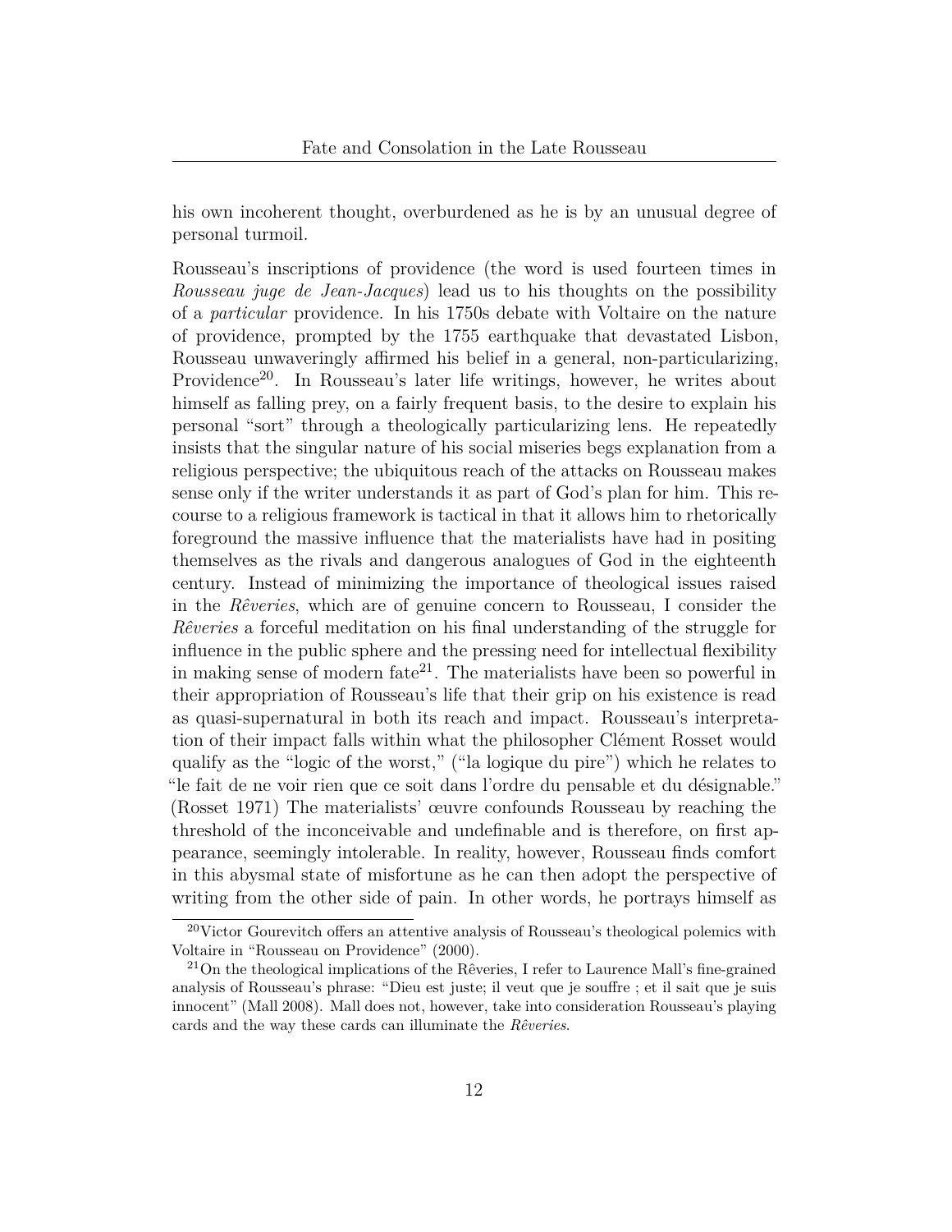his own incoherent thought, overburdened as he is by an unusual degree of personal turmoil.

Rousseau's inscriptions of providence (the word is used fourteen times in *Rousseau juge de Jean-Jacques*) lead us to his thoughts on the possibility of a *particular* providence. In his 1750s debate with Voltaire on the nature of providence, prompted by the 1755 earthquake that devastated Lisbon, Rousseau unwaveringly affirmed his belief in a general, non-particularizing, Providence[20]. In Rousseau's later life writings, however, he writes about himself as falling prey, on a fairly frequent basis, to the desire to explain his personal "sort" through a theologically particularizing lens. He repeatedly insists that the singular nature of his social miseries begs explanation from a religious perspective; the ubiquitous reach of the attacks on Rousseau makes sense only if the writer understands it as part of God's plan for him. This recourse to a religious framework is tactical in that it allows him to rhetorically foreground the massive influence that the materialists have had in positing themselves as the rivals and dangerous analogues of God in the eighteenth century. Instead of minimizing the importance of theological issues raised in the *Rêveries*, which are of genuine concern to Rousseau, I consider the *Rêveries* a forceful meditation on his final understanding of the struggle for influence in the public sphere and the pressing need for intellectual flexibility in making sense of modern fate[21]. The materialists have been so powerful in their appropriation of Rousseau's life that their grip on his existence is read as quasi-supernatural in both its reach and impact. Rousseau's interpretation of their impact falls within what the philosopher Clément Rosset would qualify as the "logic of the worst," ("la logique du pire") which he relates to "le fait de ne voir rien que ce soit dans l'ordre du pensable et du désignable." (Rosset 1971) The materialists' œuvre confounds Rousseau by reaching the threshold of the inconceivable and undefinable and is therefore, on first appearance, seemingly intolerable. In reality, however, Rousseau finds comfort in this abysmal state of misfortune as he can then adopt the perspective of writing from the other side of pain. In other words, he portrays himself as

[20] Victor Gourevitch offers an attentive analysis of Rousseau's theological polemics with Voltaire in "Rousseau on Providence" (2000).

[21] On the theological implications of the Rêveries, I refer to Laurence Mall's fine-grained analysis of Rousseau's phrase: "Dieu est juste; il veut que je souffre ; et il sait que je suis innocent" (Mall 2008). Mall does not, however, take into consideration Rousseau's playing cards and the way these cards can illuminate the *Rêveries*.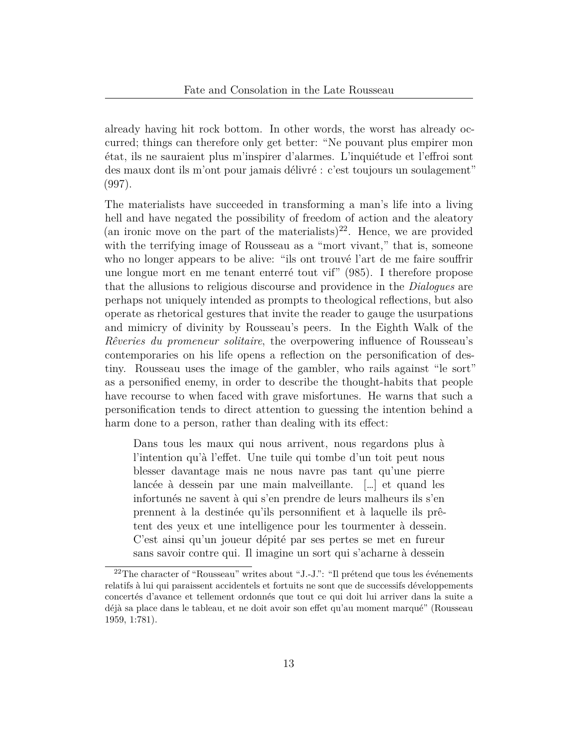already having hit rock bottom. In other words, the worst has already occurred; things can therefore only get better: "Ne pouvant plus empirer mon état, ils ne sauraient plus m'inspirer d'alarmes. L'inquiétude et l'effroi sont des maux dont ils m'ont pour jamais délivré : c'est toujours un soulagement" (997).

The materialists have succeeded in transforming a man's life into a living hell and have negated the possibility of freedom of action and the aleatory (an ironic move on the part of the materialists)[22]. Hence, we are provided with the terrifying image of Rousseau as a "mort vivant," that is, someone who no longer appears to be alive: "ils ont trouvé l'art de me faire souffrir une longue mort en me tenant enterré tout vif" (985). I therefore propose that the allusions to religious discourse and providence in the *Dialogues* are perhaps not uniquely intended as prompts to theological reflections, but also operate as rhetorical gestures that invite the reader to gauge the usurpations and mimicry of divinity by Rousseau's peers. In the Eighth Walk of the *Rêveries du promeneur solitaire*, the overpowering influence of Rousseau's contemporaries on his life opens a reflection on the personification of destiny. Rousseau uses the image of the gambler, who rails against "le sort" as a personified enemy, in order to describe the thought-habits that people have recourse to when faced with grave misfortunes. He warns that such a personification tends to direct attention to guessing the intention behind a harm done to a person, rather than dealing with its effect:

> Dans tous les maux qui nous arrivent, nous regardons plus à l'intention qu'à l'effet. Une tuile qui tombe d'un toit peut nous blesser davantage mais ne nous navre pas tant qu'une pierre lancée à dessein par une main malveillante. […] et quand les infortunés ne savent à qui s'en prendre de leurs malheurs ils s'en prennent à la destinée qu'ils personnifient et à laquelle ils prêtent des yeux et une intelligence pour les tourmenter à dessein. C'est ainsi qu'un joueur dépité par ses pertes se met en fureur sans savoir contre qui. Il imagine un sort qui s'acharne à dessein

[22] The character of "Rousseau" writes about "J.-J.": "Il prétend que tous les événements relatifs à lui qui paraissent accidentels et fortuits ne sont que de successifs développements concertés d'avance et tellement ordonnés que tout ce qui doit lui arriver dans la suite a déjà sa place dans le tableau, et ne doit avoir son effet qu'au moment marqué" (Rousseau 1959, 1:781).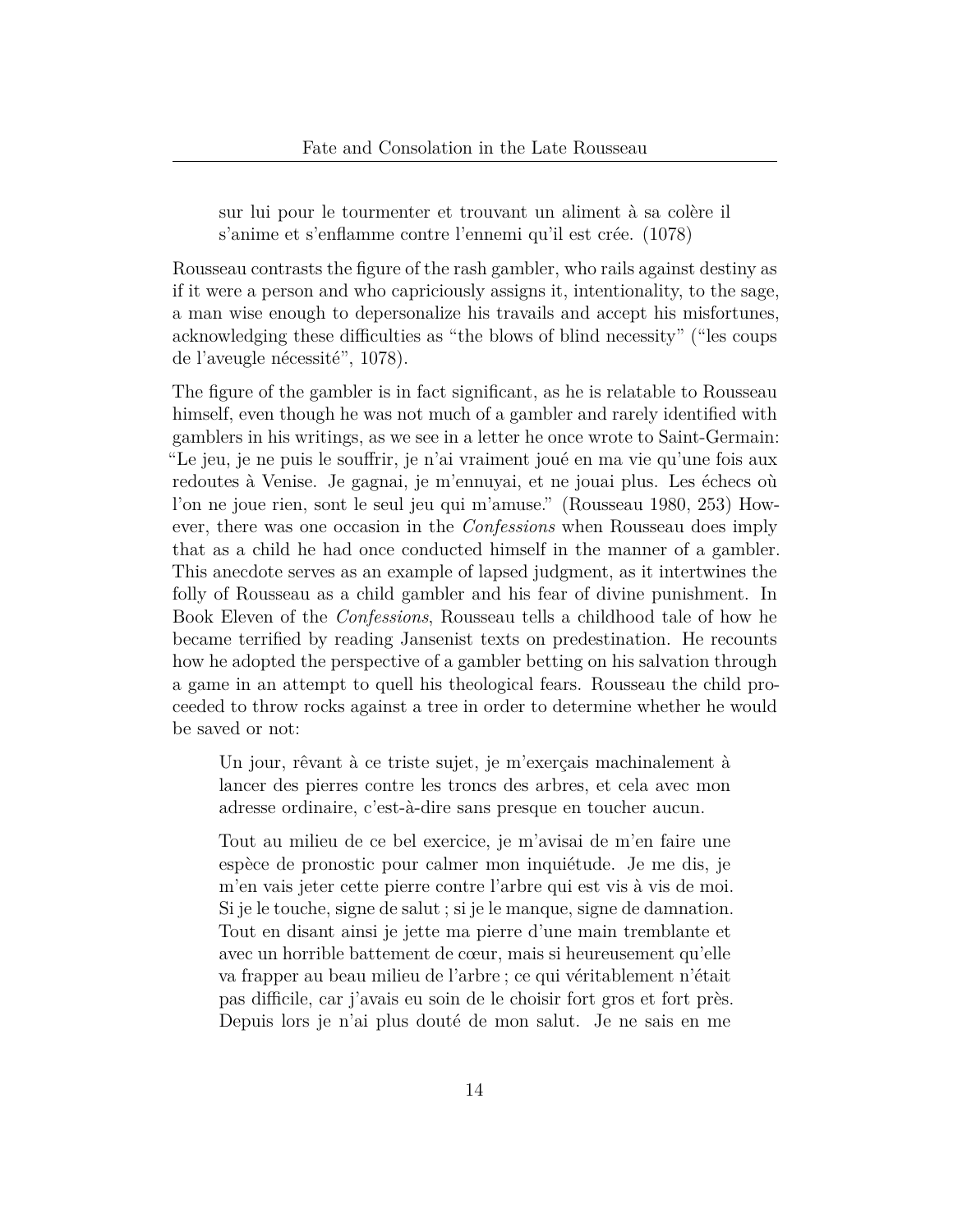> sur lui pour le tourmenter et trouvant un aliment à sa colère il s'anime et s'enflamme contre l'ennemi qu'il est crée. (1078)

Rousseau contrasts the figure of the rash gambler, who rails against destiny as if it were a person and who capriciously assigns it, intentionality, to the sage, a man wise enough to depersonalize his travails and accept his misfortunes, acknowledging these difficulties as "the blows of blind necessity" ("les coups de l'aveugle nécessité", 1078).

The figure of the gambler is in fact significant, as he is relatable to Rousseau himself, even though he was not much of a gambler and rarely identified with gamblers in his writings, as we see in a letter he once wrote to Saint-Germain: "Le jeu, je ne puis le souffrir, je n'ai vraiment joué en ma vie qu'une fois aux redoutes à Venise. Je gagnai, je m'ennuyai, et ne jouai plus. Les échecs où l'on ne joue rien, sont le seul jeu qui m'amuse." (Rousseau 1980, 253) However, there was one occasion in the *Confessions* when Rousseau does imply that as a child he had once conducted himself in the manner of a gambler. This anecdote serves as an example of lapsed judgment, as it intertwines the folly of Rousseau as a child gambler and his fear of divine punishment. In Book Eleven of the *Confessions*, Rousseau tells a childhood tale of how he became terrified by reading Jansenist texts on predestination. He recounts how he adopted the perspective of a gambler betting on his salvation through a game in an attempt to quell his theological fears. Rousseau the child proceeded to throw rocks against a tree in order to determine whether he would be saved or not:

> Un jour, rêvant à ce triste sujet, je m'exerçais machinalement à lancer des pierres contre les troncs des arbres, et cela avec mon adresse ordinaire, c'est-à-dire sans presque en toucher aucun.
>
> Tout au milieu de ce bel exercice, je m'avisai de m'en faire une espèce de pronostic pour calmer mon inquiétude. Je me dis, je m'en vais jeter cette pierre contre l'arbre qui est vis à vis de moi. Si je le touche, signe de salut ; si je le manque, signe de damnation. Tout en disant ainsi je jette ma pierre d'une main tremblante et avec un horrible battement de cœur, mais si heureusement qu'elle va frapper au beau milieu de l'arbre ; ce qui véritablement n'était pas difficile, car j'avais eu soin de le choisir fort gros et fort près. Depuis lors je n'ai plus douté de mon salut. Je ne sais en me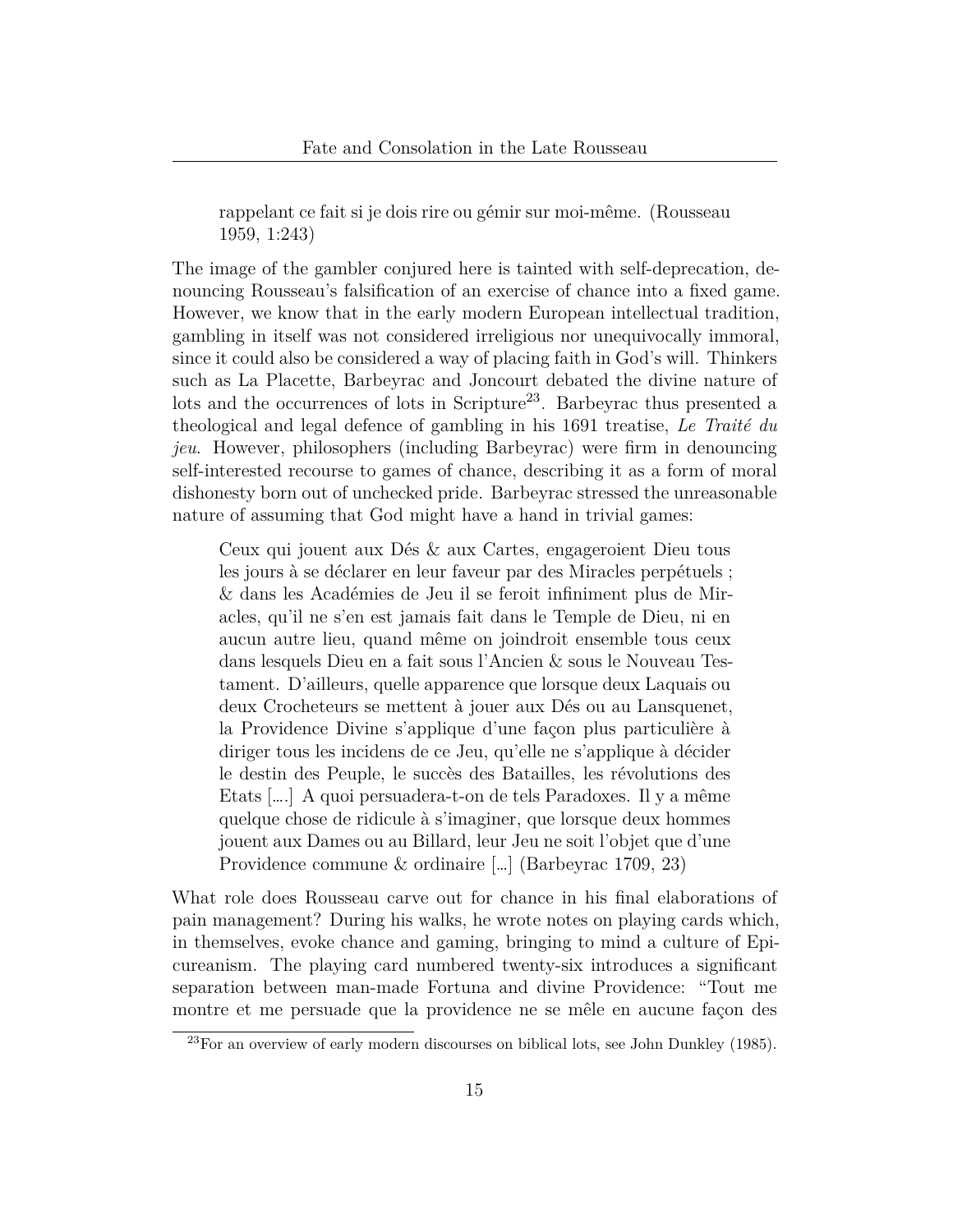> rappelant ce fait si je dois rire ou gémir sur moi-même. (Rousseau 1959, 1:243)

The image of the gambler conjured here is tainted with self-deprecation, denouncing Rousseau's falsification of an exercise of chance into a fixed game. However, we know that in the early modern European intellectual tradition, gambling in itself was not considered irreligious nor unequivocally immoral, since it could also be considered a way of placing faith in God's will. Thinkers such as La Placette, Barbeyrac and Joncourt debated the divine nature of lots and the occurrences of lots in Scripture[23]. Barbeyrac thus presented a theological and legal defence of gambling in his 1691 treatise, *Le Traité du jeu*. However, philosophers (including Barbeyrac) were firm in denouncing self-interested recourse to games of chance, describing it as a form of moral dishonesty born out of unchecked pride. Barbeyrac stressed the unreasonable nature of assuming that God might have a hand in trivial games:

> Ceux qui jouent aux Dés & aux Cartes, engageroient Dieu tous les jours à se déclarer en leur faveur par des Miracles perpétuels ; & dans les Académies de Jeu il se feroit infiniment plus de Miracles, qu'il ne s'en est jamais fait dans le Temple de Dieu, ni en aucun autre lieu, quand même on joindroit ensemble tous ceux dans lesquels Dieu en a fait sous l'Ancien & sous le Nouveau Testament. D'ailleurs, quelle apparence que lorsque deux Laquais ou deux Crocheteurs se mettent à jouer aux Dés ou au Lansquenet, la Providence Divine s'applique d'une façon plus particulière à diriger tous les incidens de ce Jeu, qu'elle ne s'applique à décider le destin des Peuple, le succès des Batailles, les révolutions des Etats [….] A quoi persuadera-t-on de tels Paradoxes. Il y a même quelque chose de ridicule à s'imaginer, que lorsque deux hommes jouent aux Dames ou au Billard, leur Jeu ne soit l'objet que d'une Providence commune & ordinaire […] (Barbeyrac 1709, 23)

What role does Rousseau carve out for chance in his final elaborations of pain management? During his walks, he wrote notes on playing cards which, in themselves, evoke chance and gaming, bringing to mind a culture of Epicureanism. The playing card numbered twenty-six introduces a significant separation between man-made Fortuna and divine Providence: "Tout me montre et me persuade que la providence ne se mêle en aucune façon des

[23] For an overview of early modern discourses on biblical lots, see John Dunkley (1985).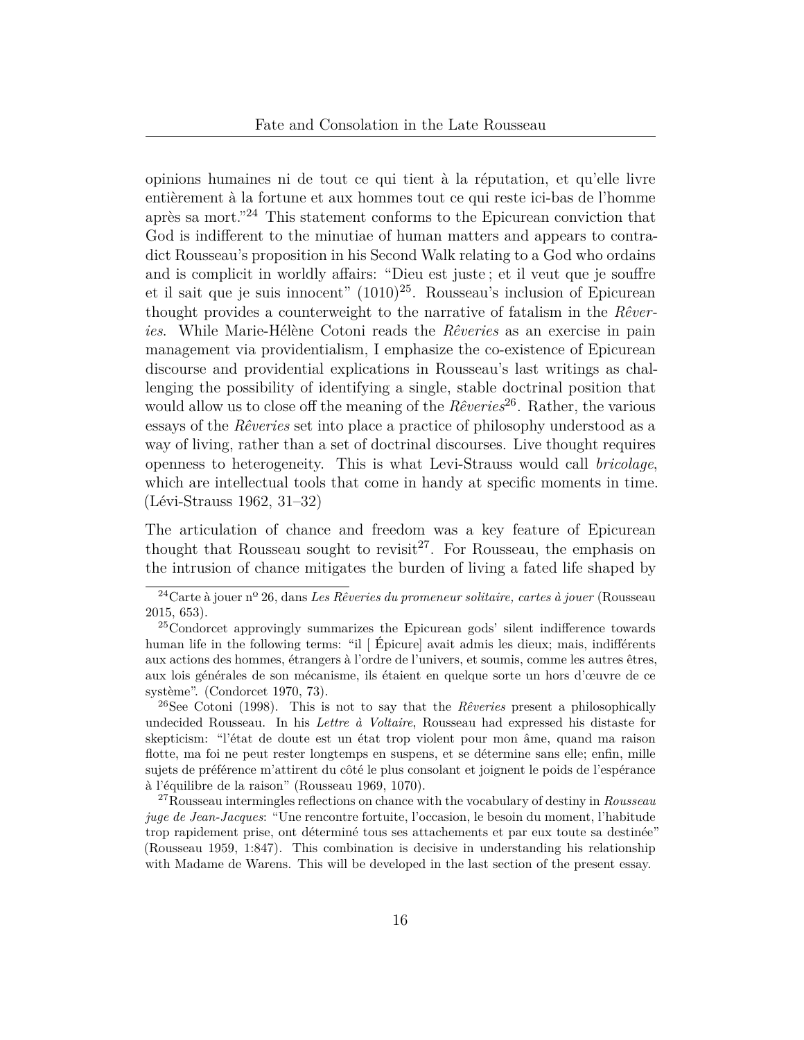opinions humaines ni de tout ce qui tient à la réputation, et qu'elle livre entièrement à la fortune et aux hommes tout ce qui reste ici-bas de l'homme après sa mort."[24] This statement conforms to the Epicurean conviction that God is indifferent to the minutiae of human matters and appears to contradict Rousseau's proposition in his Second Walk relating to a God who ordains and is complicit in worldly affairs: "Dieu est juste ; et il veut que je souffre et il sait que je suis innocent" (1010)[25]. Rousseau's inclusion of Epicurean thought provides a counterweight to the narrative of fatalism in the *Rêveries*. While Marie-Hélène Cotoni reads the *Rêveries* as an exercise in pain management via providentialism, I emphasize the co-existence of Epicurean discourse and providential explications in Rousseau's last writings as challenging the possibility of identifying a single, stable doctrinal position that would allow us to close off the meaning of the *Rêveries*[26]. Rather, the various essays of the *Rêveries* set into place a practice of philosophy understood as a way of living, rather than a set of doctrinal discourses. Live thought requires openness to heterogeneity. This is what Levi-Strauss would call *bricolage*, which are intellectual tools that come in handy at specific moments in time. (Lévi-Strauss 1962, 31–32)

The articulation of chance and freedom was a key feature of Epicurean thought that Rousseau sought to revisit[27]. For Rousseau, the emphasis on the intrusion of chance mitigates the burden of living a fated life shaped by

---

[24] Carte à jouer n° 26, dans *Les Rêveries du promeneur solitaire, cartes à jouer* (Rousseau 2015, 653).

[25] Condorcet approvingly summarizes the Epicurean gods' silent indifference towards human life in the following terms: "il [ Épicure] avait admis les dieux; mais, indifférents aux actions des hommes, étrangers à l'ordre de l'univers, et soumis, comme les autres êtres, aux lois générales de son mécanisme, ils étaient en quelque sorte un hors d'œuvre de ce système". (Condorcet 1970, 73).

[26] See Cotoni (1998). This is not to say that the *Rêveries* present a philosophically undecided Rousseau. In his *Lettre à Voltaire*, Rousseau had expressed his distaste for skepticism: "l'état de doute est un état trop violent pour mon âme, quand ma raison flotte, ma foi ne peut rester longtemps en suspens, et se détermine sans elle; enfin, mille sujets de préférence m'attirent du côté le plus consolant et joignent le poids de l'espérance à l'équilibre de la raison" (Rousseau 1969, 1070).

[27] Rousseau intermingles reflections on chance with the vocabulary of destiny in *Rousseau juge de Jean-Jacques*: "Une rencontre fortuite, l'occasion, le besoin du moment, l'habitude trop rapidement prise, ont déterminé tous ses attachements et par eux toute sa destinée" (Rousseau 1959, 1:847). This combination is decisive in understanding his relationship with Madame de Warens. This will be developed in the last section of the present essay.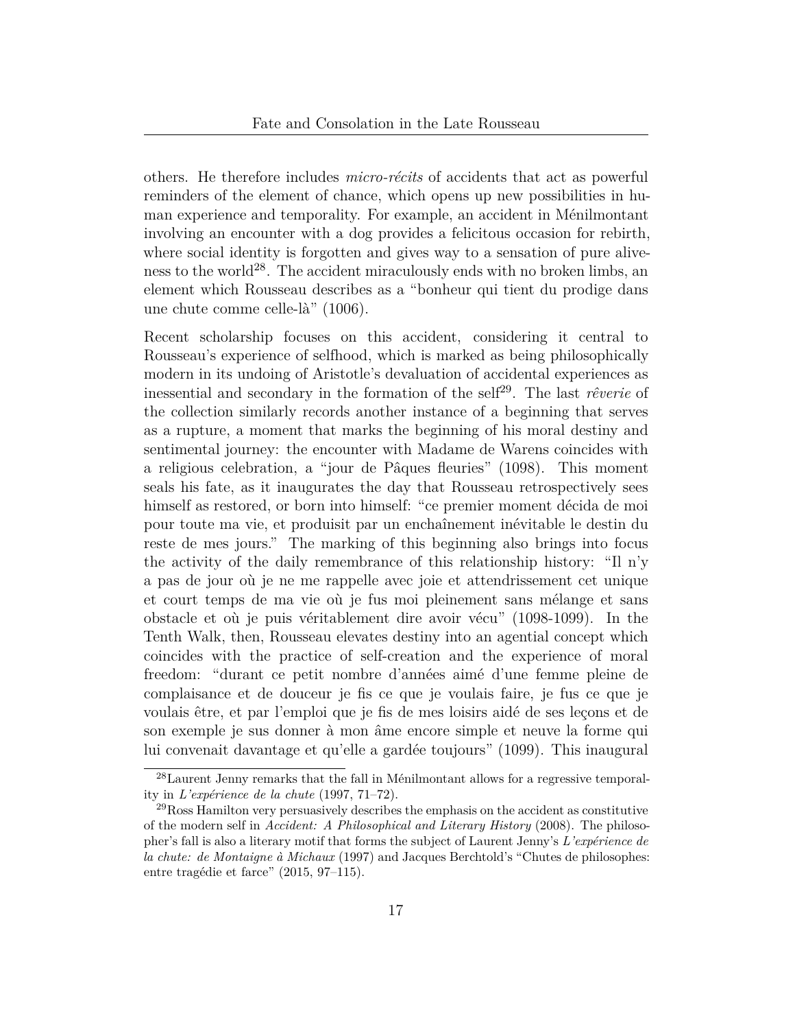others. He therefore includes *micro-récits* of accidents that act as powerful reminders of the element of chance, which opens up new possibilities in human experience and temporality. For example, an accident in Ménilmontant involving an encounter with a dog provides a felicitous occasion for rebirth, where social identity is forgotten and gives way to a sensation of pure aliveness to the world[28]. The accident miraculously ends with no broken limbs, an element which Rousseau describes as a "bonheur qui tient du prodige dans une chute comme celle-là" (1006).

Recent scholarship focuses on this accident, considering it central to Rousseau's experience of selfhood, which is marked as being philosophically modern in its undoing of Aristotle's devaluation of accidental experiences as inessential and secondary in the formation of the self[29]. The last *rêverie* of the collection similarly records another instance of a beginning that serves as a rupture, a moment that marks the beginning of his moral destiny and sentimental journey: the encounter with Madame de Warens coincides with a religious celebration, a "jour de Pâques fleuries" (1098). This moment seals his fate, as it inaugurates the day that Rousseau retrospectively sees himself as restored, or born into himself: "ce premier moment décida de moi pour toute ma vie, et produisit par un enchaînement inévitable le destin du reste de mes jours." The marking of this beginning also brings into focus the activity of the daily remembrance of this relationship history: "Il n'y a pas de jour où je ne me rappelle avec joie et attendrissement cet unique et court temps de ma vie où je fus moi pleinement sans mélange et sans obstacle et où je puis véritablement dire avoir vécu" (1098-1099). In the Tenth Walk, then, Rousseau elevates destiny into an agential concept which coincides with the practice of self-creation and the experience of moral freedom: "durant ce petit nombre d'années aimé d'une femme pleine de complaisance et de douceur je fis ce que je voulais faire, je fus ce que je voulais être, et par l'emploi que je fis de mes loisirs aidé de ses leçons et de son exemple je sus donner à mon âme encore simple et neuve la forme qui lui convenait davantage et qu'elle a gardée toujours" (1099). This inaugural

[28] Laurent Jenny remarks that the fall in Ménilmontant allows for a regressive temporality in *L'expérience de la chute* (1997, 71–72).

[29] Ross Hamilton very persuasively describes the emphasis on the accident as constitutive of the modern self in *Accident: A Philosophical and Literary History* (2008). The philosopher's fall is also a literary motif that forms the subject of Laurent Jenny's *L'expérience de la chute: de Montaigne à Michaux* (1997) and Jacques Berchtold's "Chutes de philosophes: entre tragédie et farce" (2015, 97–115).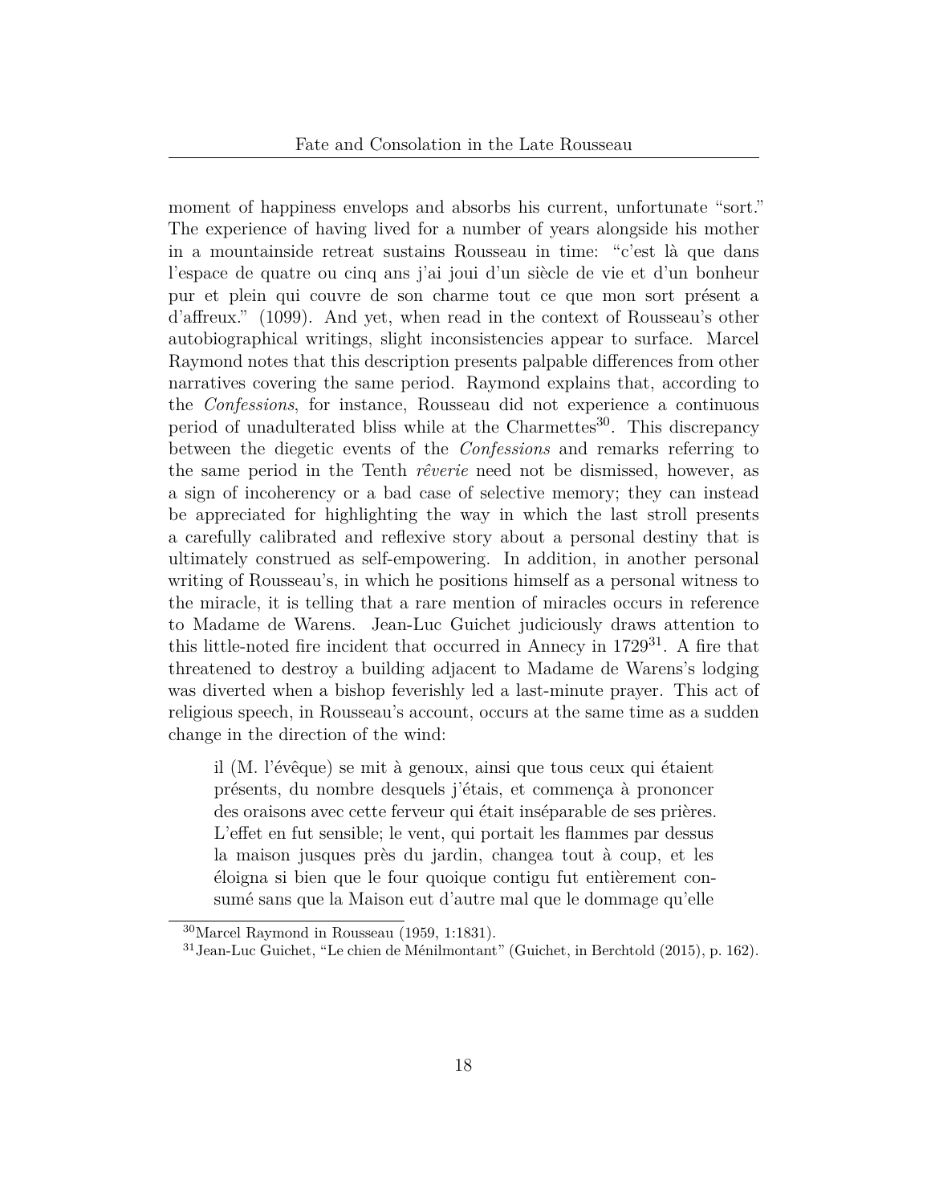moment of happiness envelops and absorbs his current, unfortunate "sort." The experience of having lived for a number of years alongside his mother in a mountainside retreat sustains Rousseau in time: "c'est là que dans l'espace de quatre ou cinq ans j'ai joui d'un siècle de vie et d'un bonheur pur et plein qui couvre de son charme tout ce que mon sort présent a d'affreux." (1099). And yet, when read in the context of Rousseau's other autobiographical writings, slight inconsistencies appear to surface. Marcel Raymond notes that this description presents palpable differences from other narratives covering the same period. Raymond explains that, according to the *Confessions*, for instance, Rousseau did not experience a continuous period of unadulterated bliss while at the Charmettes[30]. This discrepancy between the diegetic events of the *Confessions* and remarks referring to the same period in the Tenth *rêverie* need not be dismissed, however, as a sign of incoherency or a bad case of selective memory; they can instead be appreciated for highlighting the way in which the last stroll presents a carefully calibrated and reflexive story about a personal destiny that is ultimately construed as self-empowering. In addition, in another personal writing of Rousseau's, in which he positions himself as a personal witness to the miracle, it is telling that a rare mention of miracles occurs in reference to Madame de Warens. Jean-Luc Guichet judiciously draws attention to this little-noted fire incident that occurred in Annecy in 1729[31]. A fire that threatened to destroy a building adjacent to Madame de Warens's lodging was diverted when a bishop feverishly led a last-minute prayer. This act of religious speech, in Rousseau's account, occurs at the same time as a sudden change in the direction of the wind:

> il (M. l'évêque) se mit à genoux, ainsi que tous ceux qui étaient présents, du nombre desquels j'étais, et commença à prononcer des oraisons avec cette ferveur qui était inséparable de ses prières. L'effet en fut sensible; le vent, qui portait les flammes par dessus la maison jusques près du jardin, changea tout à coup, et les éloigna si bien que le four quoique contigu fut entièrement consumé sans que la Maison eut d'autre mal que le dommage qu'elle

[30] Marcel Raymond in Rousseau (1959, 1:1831).

[31] Jean-Luc Guichet, "Le chien de Ménilmontant" (Guichet, in Berchtold (2015), p. 162).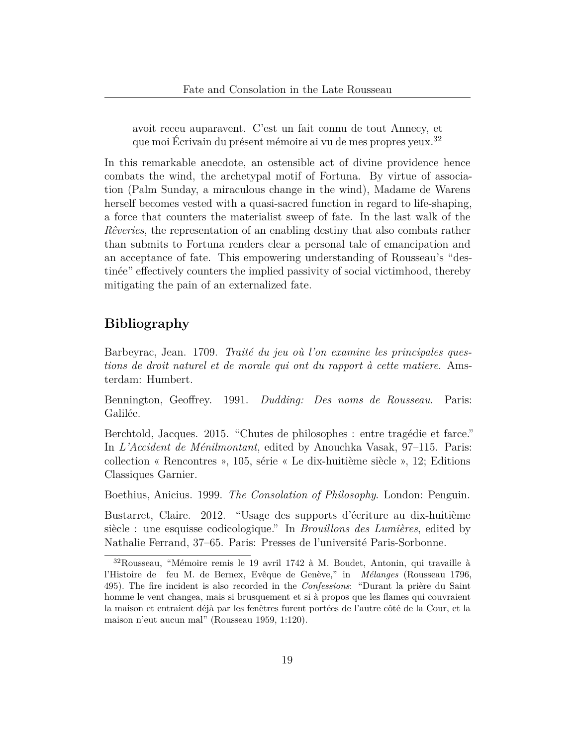> avoit receu auparavent. C'est un fait connu de tout Annecy, et que moi Écrivain du présent mémoire ai vu de mes propres yeux.[32]

In this remarkable anecdote, an ostensible act of divine providence hence combats the wind, the archetypal motif of Fortuna. By virtue of association (Palm Sunday, a miraculous change in the wind), Madame de Warens herself becomes vested with a quasi-sacred function in regard to life-shaping, a force that counters the materialist sweep of fate. In the last walk of the *Rêveries*, the representation of an enabling destiny that also combats rather than submits to Fortuna renders clear a personal tale of emancipation and an acceptance of fate. This empowering understanding of Rousseau's "destinée" effectively counters the implied passivity of social victimhood, thereby mitigating the pain of an externalized fate.

## Bibliography

Barbeyrac, Jean. 1709. *Traité du jeu où l'on examine les principales questions de droit naturel et de morale qui ont du rapport à cette matiere*. Amsterdam: Humbert.

Bennington, Geoffrey. 1991. *Dudding: Des noms de Rousseau*. Paris: Galilée.

Berchtold, Jacques. 2015. "Chutes de philosophes : entre tragédie et farce." In *L'Accident de Ménilmontant*, edited by Anouchka Vasak, 97–115. Paris: collection « Rencontres », 105, série « Le dix-huitième siècle », 12; Editions Classiques Garnier.

Boethius, Anicius. 1999. *The Consolation of Philosophy*. London: Penguin.

Bustarret, Claire. 2012. "Usage des supports d'écriture au dix-huitième siècle : une esquisse codicologique." In *Brouillons des Lumières*, edited by Nathalie Ferrand, 37–65. Paris: Presses de l'université Paris-Sorbonne.

---

[32] Rousseau, "Mémoire remis le 19 avril 1742 à M. Boudet, Antonin, qui travaille à l'Histoire de feu M. de Bernex, Evêque de Genève," in *Mélanges* (Rousseau 1796, 495). The fire incident is also recorded in the *Confessions*: "Durant la prière du Saint homme le vent changea, mais si brusquement et si à propos que les flames qui couvraient la maison et entraient déjà par les fenêtres furent portées de l'autre côté de la Cour, et la maison n'eut aucun mal" (Rousseau 1959, 1:120).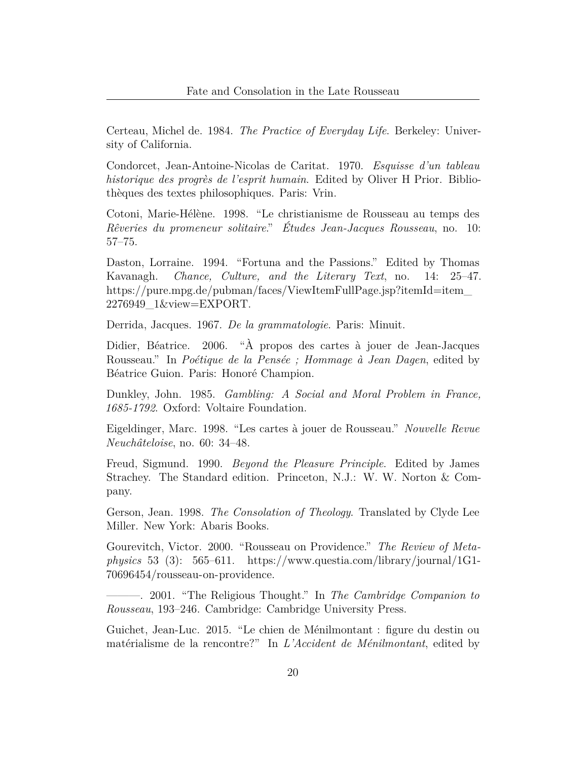Certeau, Michel de. 1984. *The Practice of Everyday Life*. Berkeley: University of California.

Condorcet, Jean-Antoine-Nicolas de Caritat. 1970. *Esquisse d'un tableau historique des progrès de l'esprit humain*. Edited by Oliver H Prior. Bibliothèques des textes philosophiques. Paris: Vrin.

Cotoni, Marie-Hélène. 1998. "Le christianisme de Rousseau au temps des *Rêveries du promeneur solitaire*." *Études Jean-Jacques Rousseau*, no. 10: 57–75.

Daston, Lorraine. 1994. "Fortuna and the Passions." Edited by Thomas Kavanagh. *Chance, Culture, and the Literary Text*, no. 14: 25–47. https://pure.mpg.de/pubman/faces/ViewItemFullPage.jsp?itemId=item_2276949_1&view=EXPORT.

Derrida, Jacques. 1967. *De la grammatologie*. Paris: Minuit.

Didier, Béatrice. 2006. "À propos des cartes à jouer de Jean-Jacques Rousseau." In *Poétique de la Pensée ; Hommage à Jean Dagen*, edited by Béatrice Guion. Paris: Honoré Champion.

Dunkley, John. 1985. *Gambling: A Social and Moral Problem in France, 1685-1792*. Oxford: Voltaire Foundation.

Eigeldinger, Marc. 1998. "Les cartes à jouer de Rousseau." *Nouvelle Revue Neuchâteloise*, no. 60: 34–48.

Freud, Sigmund. 1990. *Beyond the Pleasure Principle*. Edited by James Strachey. The Standard edition. Princeton, N.J.: W. W. Norton & Company.

Gerson, Jean. 1998. *The Consolation of Theology*. Translated by Clyde Lee Miller. New York: Abaris Books.

Gourevitch, Victor. 2000. "Rousseau on Providence." *The Review of Metaphysics* 53 (3): 565–611. https://www.questia.com/library/journal/1G1-70696454/rousseau-on-providence.

———. 2001. "The Religious Thought." In *The Cambridge Companion to Rousseau*, 193–246. Cambridge: Cambridge University Press.

Guichet, Jean-Luc. 2015. "Le chien de Ménilmontant : figure du destin ou matérialisme de la rencontre?" In *L'Accident de Ménilmontant*, edited by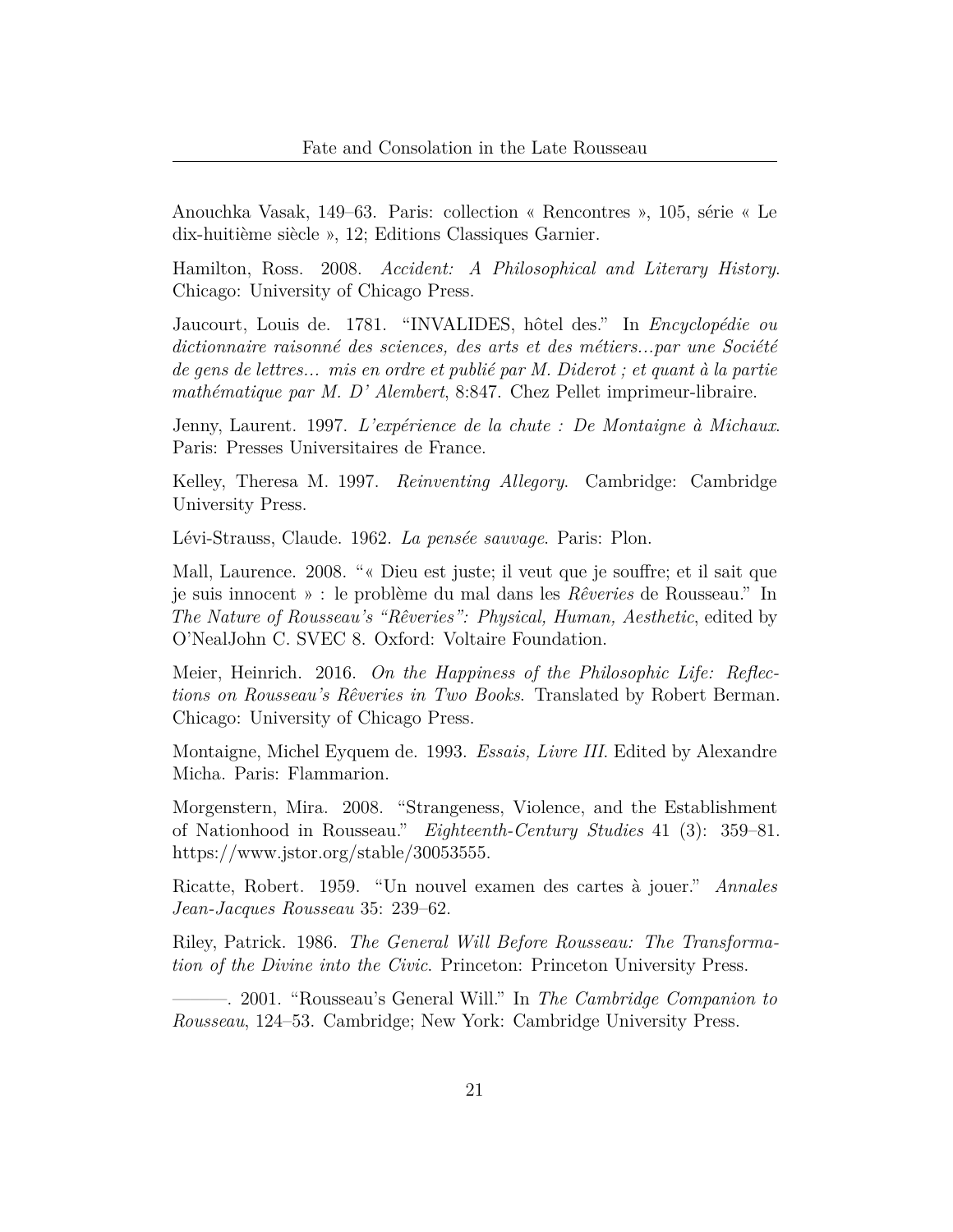Anouchka Vasak, 149–63. Paris: collection « Rencontres », 105, série « Le dix-huitième siècle », 12; Editions Classiques Garnier.

Hamilton, Ross. 2008. *Accident: A Philosophical and Literary History*. Chicago: University of Chicago Press.

Jaucourt, Louis de. 1781. "INVALIDES, hôtel des." In *Encyclopédie ou dictionnaire raisonné des sciences, des arts et des métiers...par une Société de gens de lettres... mis en ordre et publié par M. Diderot ; et quant à la partie mathématique par M. D' Alembert*, 8:847. Chez Pellet imprimeur-libraire.

Jenny, Laurent. 1997. *L'expérience de la chute : De Montaigne à Michaux*. Paris: Presses Universitaires de France.

Kelley, Theresa M. 1997. *Reinventing Allegory*. Cambridge: Cambridge University Press.

Lévi-Strauss, Claude. 1962. *La pensée sauvage*. Paris: Plon.

Mall, Laurence. 2008. "« Dieu est juste; il veut que je souffre; et il sait que je suis innocent » : le problème du mal dans les *Rêveries* de Rousseau." In *The Nature of Rousseau's "Rêveries": Physical, Human, Aesthetic*, edited by O'NealJohn C. SVEC 8. Oxford: Voltaire Foundation.

Meier, Heinrich. 2016. *On the Happiness of the Philosophic Life: Reflections on Rousseau's Rêveries in Two Books*. Translated by Robert Berman. Chicago: University of Chicago Press.

Montaigne, Michel Eyquem de. 1993. *Essais, Livre III*. Edited by Alexandre Micha. Paris: Flammarion.

Morgenstern, Mira. 2008. "Strangeness, Violence, and the Establishment of Nationhood in Rousseau." *Eighteenth-Century Studies* 41 (3): 359–81. https://www.jstor.org/stable/30053555.

Ricatte, Robert. 1959. "Un nouvel examen des cartes à jouer." *Annales Jean-Jacques Rousseau* 35: 239–62.

Riley, Patrick. 1986. *The General Will Before Rousseau: The Transformation of the Divine into the Civic*. Princeton: Princeton University Press.

———. 2001. "Rousseau's General Will." In *The Cambridge Companion to Rousseau*, 124–53. Cambridge; New York: Cambridge University Press.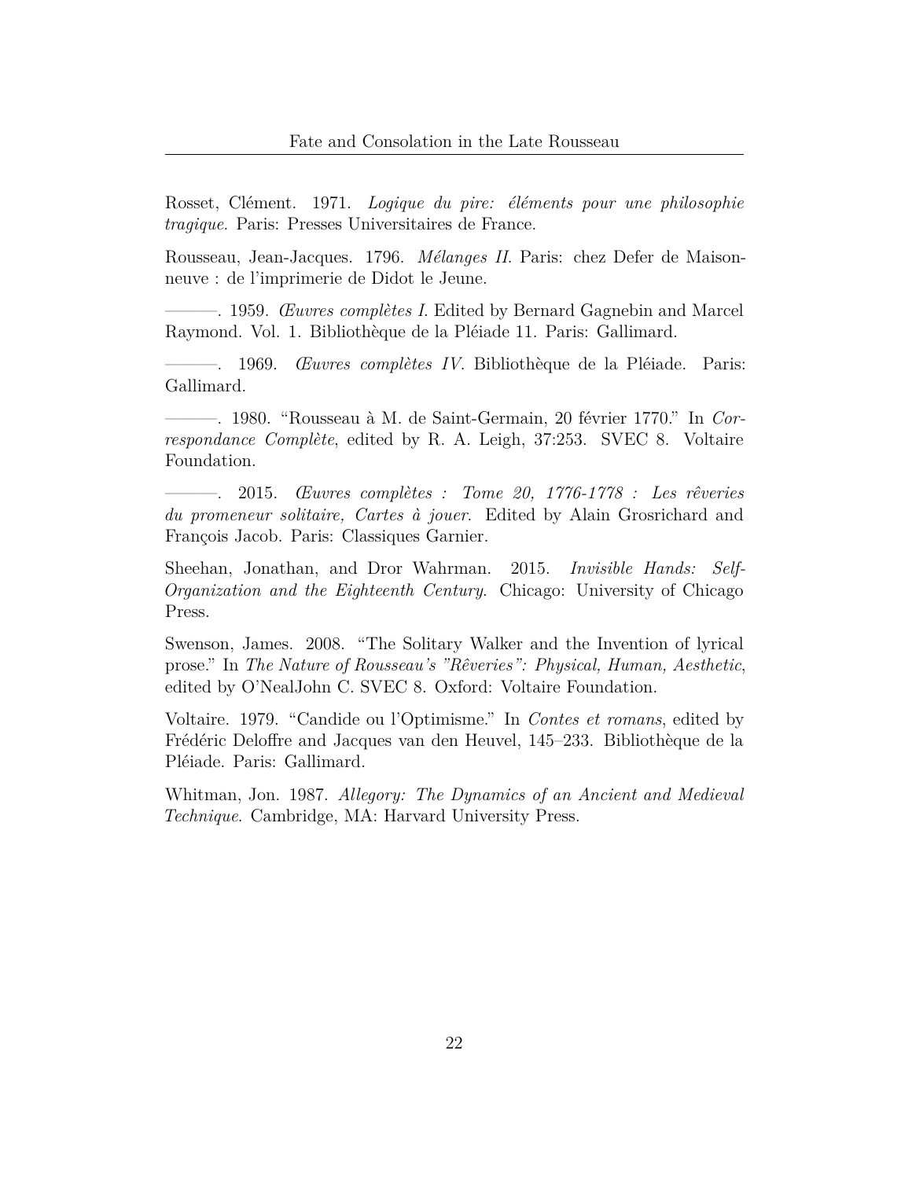Rosset, Clément. 1971. *Logique du pire: éléments pour une philosophie tragique*. Paris: Presses Universitaires de France.

Rousseau, Jean-Jacques. 1796. *Mélanges II*. Paris: chez Defer de Maisonneuve : de l'imprimerie de Didot le Jeune.

———. 1959. *Œuvres complètes I*. Edited by Bernard Gagnebin and Marcel Raymond. Vol. 1. Bibliothèque de la Pléiade 11. Paris: Gallimard.

———. 1969. *Œuvres complètes IV*. Bibliothèque de la Pléiade. Paris: Gallimard.

———. 1980. "Rousseau à M. de Saint-Germain, 20 février 1770." In *Correspondance Complète*, edited by R. A. Leigh, 37:253. SVEC 8. Voltaire Foundation.

———. 2015. *Œuvres complètes : Tome 20, 1776-1778 : Les rêveries du promeneur solitaire, Cartes à jouer*. Edited by Alain Grosrichard and François Jacob. Paris: Classiques Garnier.

Sheehan, Jonathan, and Dror Wahrman. 2015. *Invisible Hands: Self-Organization and the Eighteenth Century*. Chicago: University of Chicago Press.

Swenson, James. 2008. "The Solitary Walker and the Invention of lyrical prose." In *The Nature of Rousseau's "Rêveries": Physical, Human, Aesthetic*, edited by O'NealJohn C. SVEC 8. Oxford: Voltaire Foundation.

Voltaire. 1979. "Candide ou l'Optimisme." In *Contes et romans*, edited by Frédéric Deloffre and Jacques van den Heuvel, 145–233. Bibliothèque de la Pléiade. Paris: Gallimard.

Whitman, Jon. 1987. *Allegory: The Dynamics of an Ancient and Medieval Technique*. Cambridge, MA: Harvard University Press.